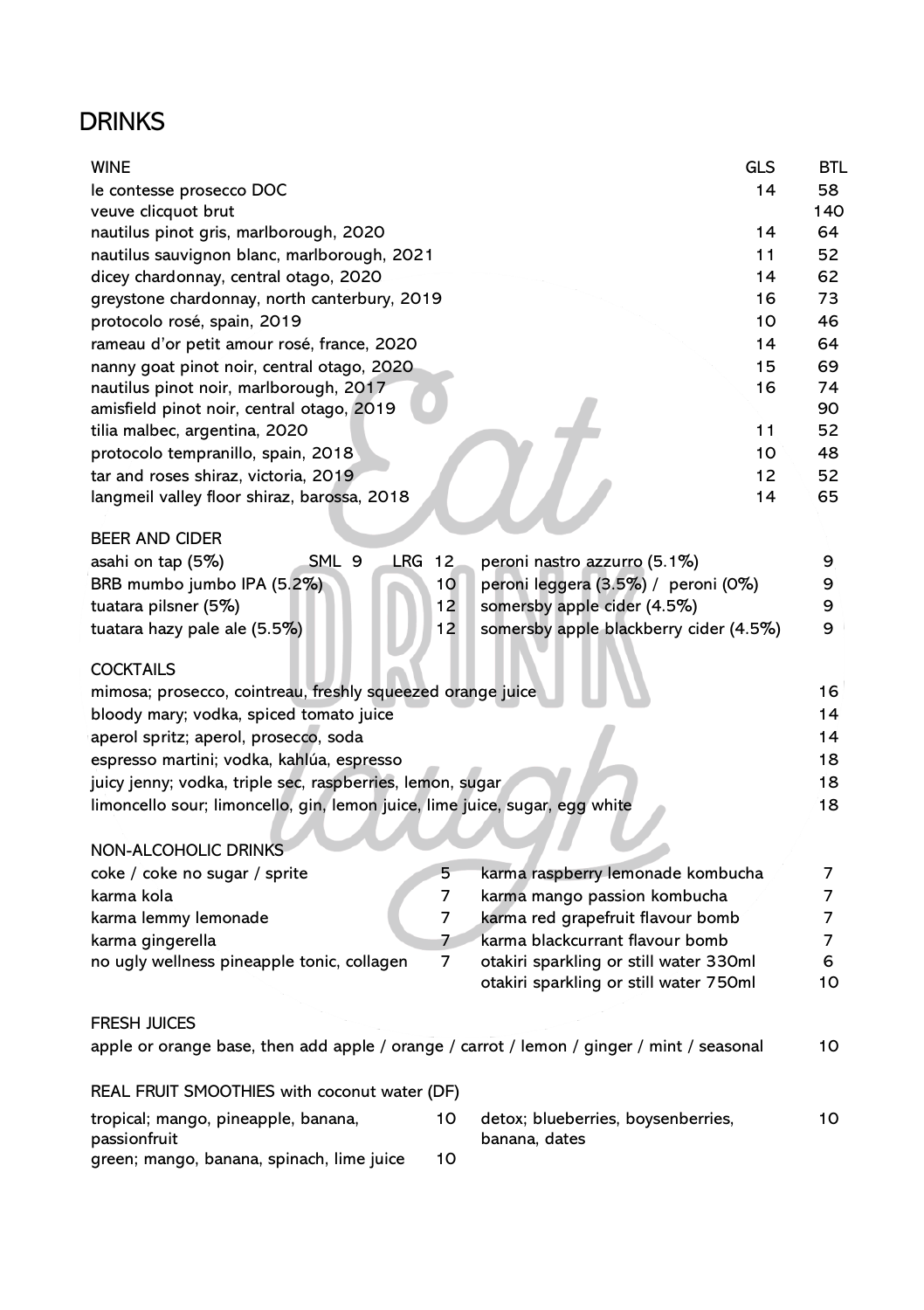# DRINKS

## WINE

| WINE | GLS | BTL |
|---|---|---|
| le contesse prosecco DOC | 14 | 58 |
| veuve clicquot brut | | 140 |
| nautilus pinot gris, marlborough, 2020 | 14 | 64 |
| nautilus sauvignon blanc, marlborough, 2021 | 11 | 52 |
| dicey chardonnay, central otago, 2020 | 14 | 62 |
| greystone chardonnay, north canterbury, 2019 | 16 | 73 |
| protocolo rosé, spain, 2019 | 10 | 46 |
| rameau d'or petit amour rosé, france, 2020 | 14 | 64 |
| nanny goat pinot noir, central otago, 2020 | 15 | 69 |
| nautilus pinot noir, marlborough, 2017 | 16 | 74 |
| amisfield pinot noir, central otago, 2019 | | 90 |
| tilia malbec, argentina, 2020 | 11 | 52 |
| protocolo tempranillo, spain, 2018 | 10 | 48 |
| tar and roses shiraz, victoria, 2019 | 12 | 52 |
| langmeil valley floor shiraz, barossa, 2018 | 14 | 65 |

## BEER AND CIDER

- asahi on tap (5%) — SML 9 LRG 12
- BRB mumbo jumbo IPA (5.2%) — 10
- tuatara pilsner (5%) — 12
- tuatara hazy pale ale (5.5%) — 12
- peroni nastro azzurro (5.1%) — 9
- peroni leggera (3.5%) / peroni (0%) — 9
- somersby apple cider (4.5%) — 9
- somersby apple blackberry cider (4.5%) — 9

## COCKTAILS

- mimosa; prosecco, cointreau, freshly squeezed orange juice — 16
- bloody mary; vodka, spiced tomato juice — 14
- aperol spritz; aperol, prosecco, soda — 14
- espresso martini; vodka, kahlúa, espresso — 18
- juicy jenny; vodka, triple sec, raspberries, lemon, sugar — 18
- limoncello sour; limoncello, gin, lemon juice, lime juice, sugar, egg white — 18

## NON-ALCOHOLIC DRINKS

- coke / coke no sugar / sprite — 5
- karma kola — 7
- karma lemmy lemonade — 7
- karma gingerella — 7
- no ugly wellness pineapple tonic, collagen — 7
- karma raspberry lemonade kombucha — 7
- karma mango passion kombucha — 7
- karma red grapefruit flavour bomb — 7
- karma blackcurrant flavour bomb — 7
- otakiri sparkling or still water 330ml — 6
- otakiri sparkling or still water 750ml — 10

## FRESH JUICES

apple or orange base, then add apple / orange / carrot / lemon / ginger / mint / seasonal — 10

## REAL FRUIT SMOOTHIES with coconut water (DF)

- tropical; mango, pineapple, banana, passionfruit — 10
- green; mango, banana, spinach, lime juice — 10
- detox; blueberries, boysenberries, banana, dates — 10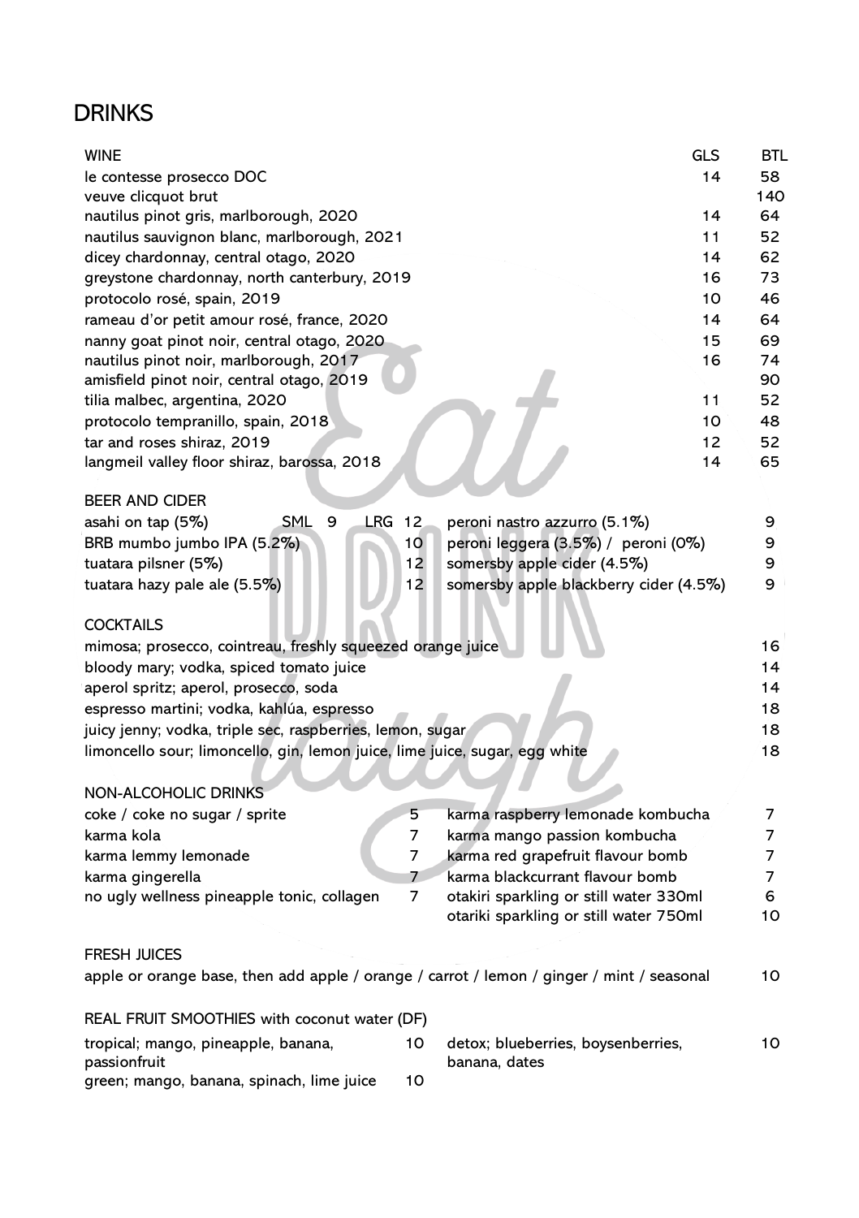# DRINKS

## WINE

| WINE | GLS | BTL |
|---|---|---|
| le contesse prosecco DOC | 14 | 58 |
| veuve clicquot brut | | 140 |
| nautilus pinot gris, marlborough, 2020 | 14 | 64 |
| nautilus sauvignon blanc, marlborough, 2021 | 11 | 52 |
| dicey chardonnay, central otago, 2020 | 14 | 62 |
| greystone chardonnay, north canterbury, 2019 | 16 | 73 |
| protocolo rosé, spain, 2019 | 10 | 46 |
| rameau d'or petit amour rosé, france, 2020 | 14 | 64 |
| nanny goat pinot noir, central otago, 2020 | 15 | 69 |
| nautilus pinot noir, marlborough, 2017 | 16 | 74 |
| amisfield pinot noir, central otago, 2019 | | 90 |
| tilia malbec, argentina, 2020 | 11 | 52 |
| protocolo tempranillo, spain, 2018 | 10 | 48 |
| tar and roses shiraz, 2019 | 12 | 52 |
| langmeil valley floor shiraz, barossa, 2018 | 14 | 65 |

## BEER AND CIDER

- asahi on tap (5%) — SML 9 LRG 12
- BRB mumbo jumbo IPA (5.2%) — 10
- tuatara pilsner (5%) — 12
- tuatara hazy pale ale (5.5%) — 12
- peroni nastro azzurro (5.1%) — 9
- peroni leggera (3.5%) / peroni (0%) — 9
- somersby apple cider (4.5%) — 9
- somersby apple blackberry cider (4.5%) — 9

## COCKTAILS

- mimosa; prosecco, cointreau, freshly squeezed orange juice — 16
- bloody mary; vodka, spiced tomato juice — 14
- aperol spritz; aperol, prosecco, soda — 14
- espresso martini; vodka, kahlúa, espresso — 18
- juicy jenny; vodka, triple sec, raspberries, lemon, sugar — 18
- limoncello sour; limoncello, gin, lemon juice, lime juice, sugar, egg white — 18

## NON-ALCOHOLIC DRINKS

- coke / coke no sugar / sprite — 5
- karma kola — 7
- karma lemmy lemonade — 7
- karma gingerella — 7
- no ugly wellness pineapple tonic, collagen — 7
- karma raspberry lemonade kombucha — 7
- karma mango passion kombucha — 7
- karma red grapefruit flavour bomb — 7
- karma blackcurrant flavour bomb — 7
- otakiri sparkling or still water 330ml — 6
- otariki sparkling or still water 750ml — 10

## FRESH JUICES

apple or orange base, then add apple / orange / carrot / lemon / ginger / mint / seasonal — 10

## REAL FRUIT SMOOTHIES with coconut water (DF)

- tropical; mango, pineapple, banana, passionfruit — 10
- green; mango, banana, spinach, lime juice — 10
- detox; blueberries, boysenberries, banana, dates — 10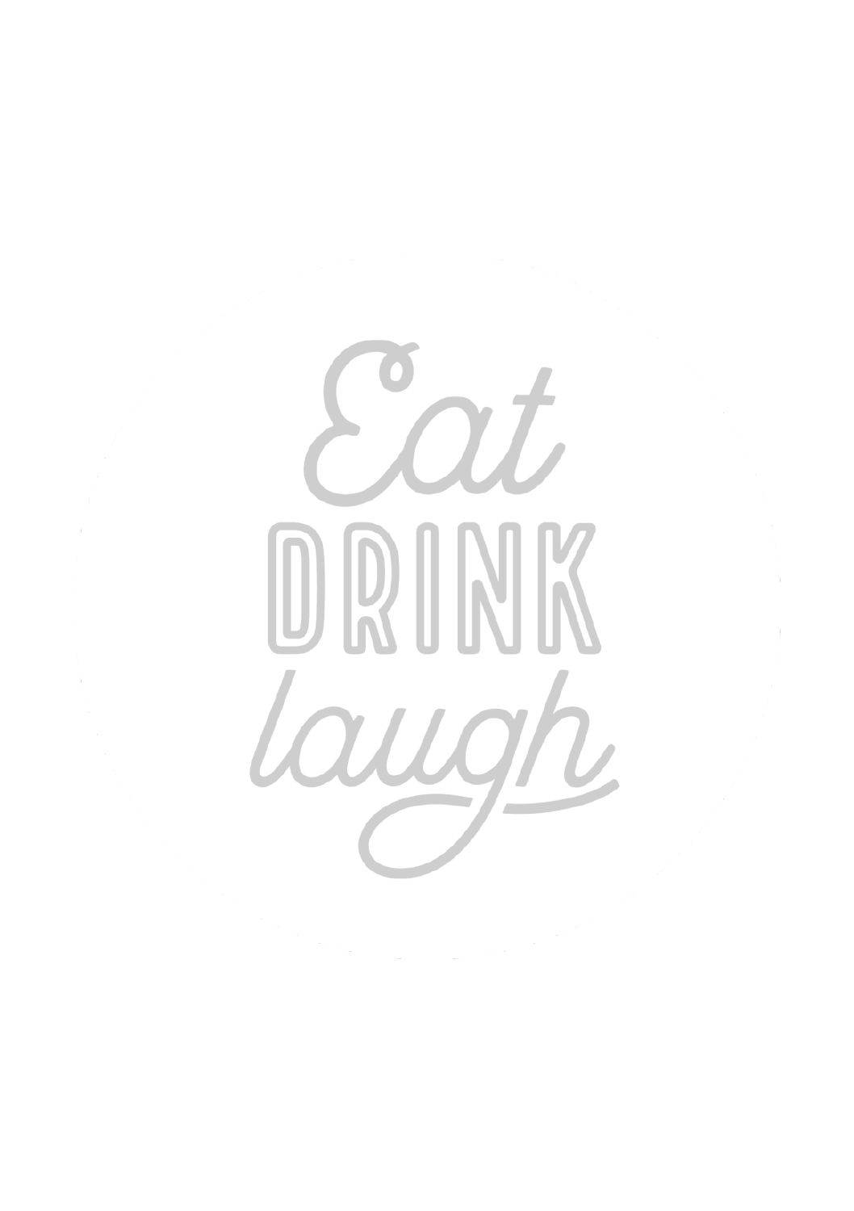Eat

DRINK

laugh